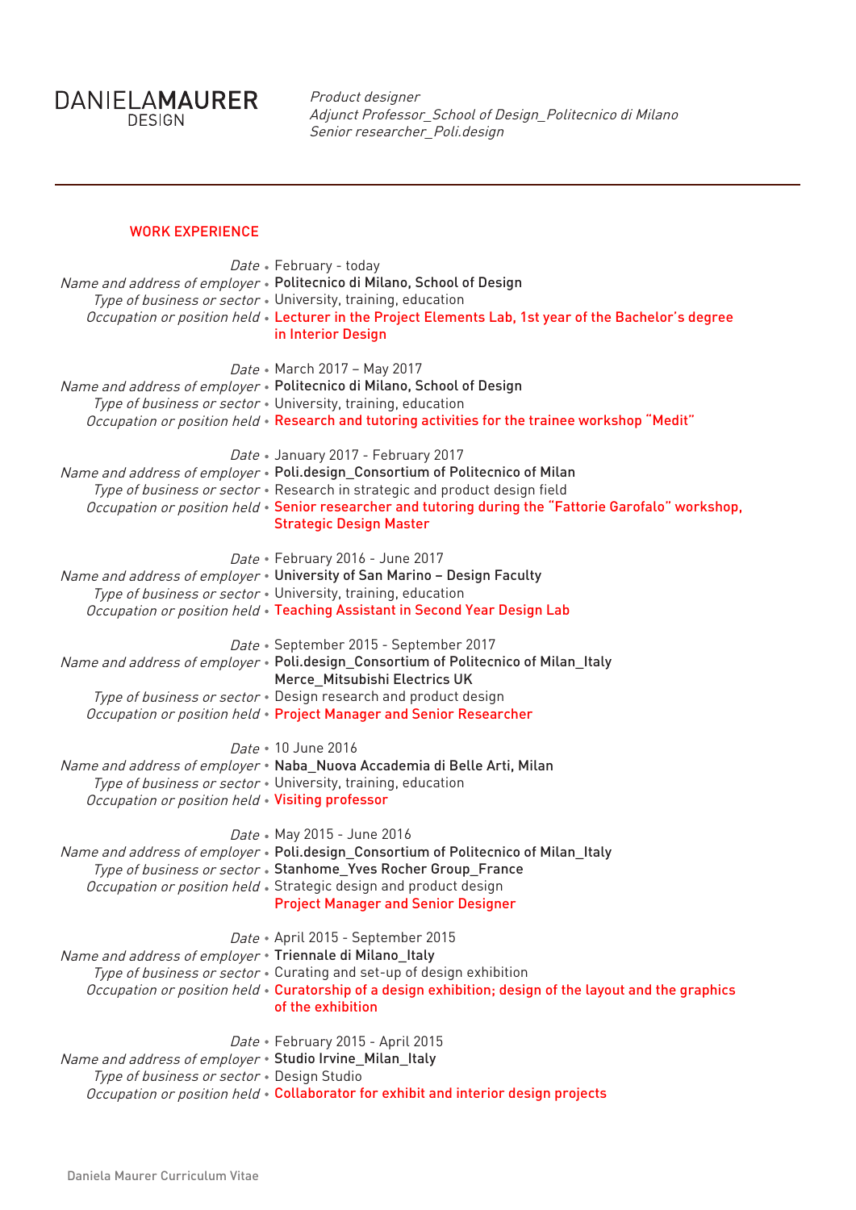# DANIELAMAURER DESIGN

*Product designer*
*Adjunct Professor_School of Design_Politecnico di Milano*
*Senior researcher_Poli.design*

---

## WORK EXPERIENCE

*Date* • February - today
*Name and address of employer* • **Politecnico di Milano, School of Design**
*Type of business or sector* • University, training, education
*Occupation or position held* • **Lecturer in the Project Elements Lab, 1st year of the Bachelor's degree in Interior Design**

*Date* • March 2017 – May 2017
*Name and address of employer* • **Politecnico di Milano, School of Design**
*Type of business or sector* • University, training, education
*Occupation or position held* • **Research and tutoring activities for the trainee workshop "Medit"**

*Date* • January 2017 - February 2017
*Name and address of employer* • **Poli.design_Consortium of Politecnico of Milan**
*Type of business or sector* • Research in strategic and product design field
*Occupation or position held* • **Senior researcher and tutoring during the "Fattorie Garofalo" workshop, Strategic Design Master**

*Date* • February 2016 - June 2017
*Name and address of employer* • **University of San Marino – Design Faculty**
*Type of business or sector* • University, training, education
*Occupation or position held* • **Teaching Assistant in Second Year Design Lab**

*Date* • September 2015 - September 2017
*Name and address of employer* • **Poli.design_Consortium of Politecnico of Milan_Italy**
**Merce_Mitsubishi Electrics UK**
*Type of business or sector* • Design research and product design
*Occupation or position held* • **Project Manager and Senior Researcher**

*Date* • 10 June 2016
*Name and address of employer* • **Naba_Nuova Accademia di Belle Arti, Milan**
*Type of business or sector* • University, training, education
*Occupation or position held* • **Visiting professor**

*Date* • May 2015 - June 2016
*Name and address of employer* • **Poli.design_Consortium of Politecnico of Milan_Italy**
*Type of business or sector* • **Stanhome_Yves Rocher Group_France**
*Occupation or position held* • Strategic design and product design
**Project Manager and Senior Designer**

*Date* • April 2015 - September 2015
*Name and address of employer* • **Triennale di Milano_Italy**
*Type of business or sector* • Curating and set-up of design exhibition
*Occupation or position held* • **Curatorship of a design exhibition; design of the layout and the graphics of the exhibition**

*Date* • February 2015 - April 2015
*Name and address of employer* • **Studio Irvine_Milan_Italy**
*Type of business or sector* • Design Studio
*Occupation or position held* • **Collaborator for exhibit and interior design projects**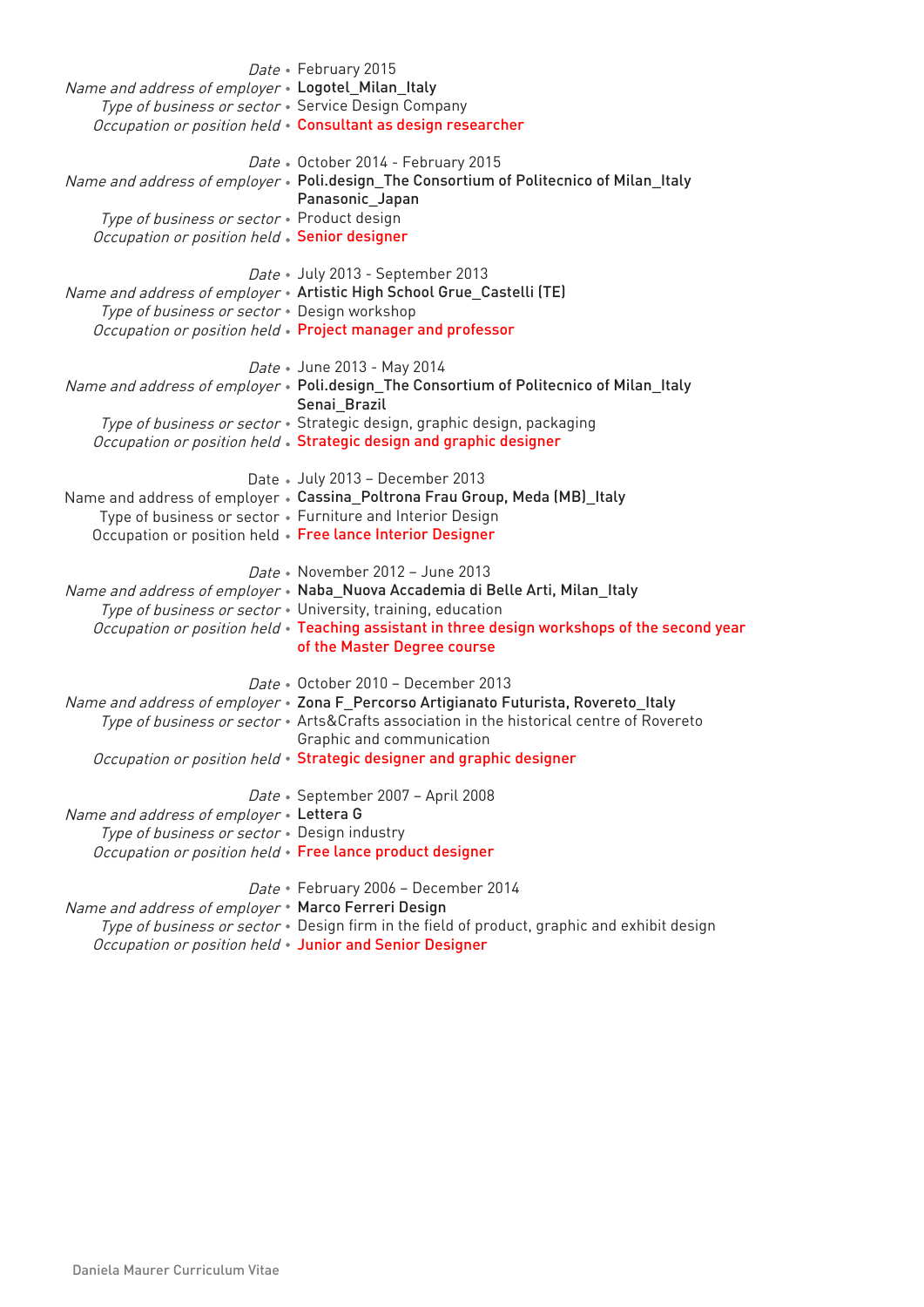*Date* • February 2015
*Name and address of employer* • **Logotel_Milan_Italy**
*Type of business or sector* • Service Design Company
*Occupation or position held* • **Consultant as design researcher**

*Date* • October 2014 - February 2015
*Name and address of employer* • **Poli.design_The Consortium of Politecnico of Milan_Italy**
**Panasonic_Japan**
*Type of business or sector* • Product design
*Occupation or position held* • **Senior designer**

*Date* • July 2013 - September 2013
*Name and address of employer* • **Artistic High School Grue_Castelli (TE)**
*Type of business or sector* • Design workshop
*Occupation or position held* • **Project manager and professor**

*Date* • June 2013 - May 2014
*Name and address of employer* • **Poli.design_The Consortium of Politecnico of Milan_Italy**
**Senai_Brazil**
*Type of business or sector* • Strategic design, graphic design, packaging
*Occupation or position held* • **Strategic design and graphic designer**

Date • July 2013 – December 2013
Name and address of employer • **Cassina_Poltrona Frau Group, Meda (MB)_Italy**
Type of business or sector • Furniture and Interior Design
Occupation or position held • **Free lance Interior Designer**

*Date* • November 2012 – June 2013
*Name and address of employer* • **Naba_Nuova Accademia di Belle Arti, Milan_Italy**
*Type of business or sector* • University, training, education
*Occupation or position held* • **Teaching assistant in three design workshops of the second year of the Master Degree course**

*Date* • October 2010 – December 2013
*Name and address of employer* • **Zona F_Percorso Artigianato Futurista, Rovereto_Italy**
*Type of business or sector* • Arts&Crafts association in the historical centre of Rovereto
Graphic and communication
*Occupation or position held* • **Strategic designer and graphic designer**

*Date* • September 2007 – April 2008
*Name and address of employer* • **Lettera G**
*Type of business or sector* • Design industry
*Occupation or position held* • **Free lance product designer**

*Date* • February 2006 – December 2014
*Name and address of employer* • **Marco Ferreri Design**
*Type of business or sector* • Design firm in the field of product, graphic and exhibit design
*Occupation or position held* • **Junior and Senior Designer**